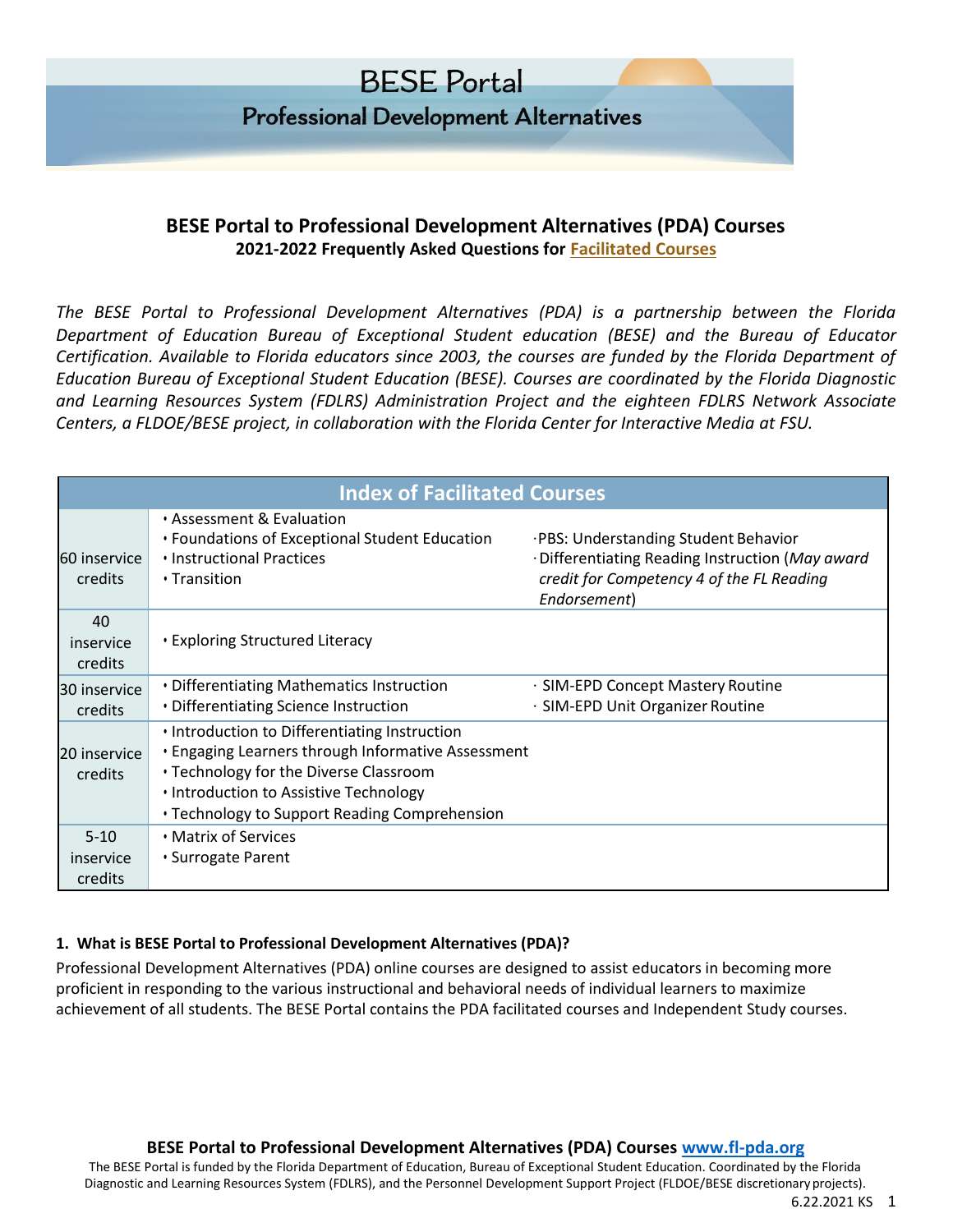# BESE Portal

## Professional Development Alternatives

### BESE Portal to Professional Development Alternatives (PDA) Courses

**2021-2022 Frequently Asked Questions for Facilitated Courses**

*The BESE Portal to Professional Development Alternatives (PDA) is a partnership between the Florida Department of Education Bureau of Exceptional Student education (BESE) and the Bureau of Educator Certification. Available to Florida educators since 2003, the courses are funded by the Florida Department of Education Bureau of Exceptional Student Education (BESE). Courses are coordinated by the Florida Diagnostic and Learning Resources System (FDLRS) Administration Project and the eighteen FDLRS Network Associate Centers, a FLDOE/BESE project, in collaboration with the Florida Center for Interactive Media at FSU.*

| Index of Facilitated Courses | | |
|---|---|---|
| 60 inservice credits | • Assessment & Evaluation<br>• Foundations of Exceptional Student Education<br>• Instructional Practices<br>• Transition | • PBS: Understanding Student Behavior<br>• Differentiating Reading Instruction (*May award credit for Competency 4 of the FL Reading Endorsement*) |
| 40 inservice credits | • Exploring Structured Literacy | |
| 30 inservice credits | • Differentiating Mathematics Instruction<br>• Differentiating Science Instruction | • SIM-EPD Concept Mastery Routine<br>• SIM-EPD Unit Organizer Routine |
| 20 inservice credits | • Introduction to Differentiating Instruction<br>• Engaging Learners through Informative Assessment<br>• Technology for the Diverse Classroom<br>• Introduction to Assistive Technology<br>• Technology to Support Reading Comprehension | |
| 5-10 inservice credits | • Matrix of Services<br>• Surrogate Parent | |

**1. What is BESE Portal to Professional Development Alternatives (PDA)?**

Professional Development Alternatives (PDA) online courses are designed to assist educators in becoming more proficient in responding to the various instructional and behavioral needs of individual learners to maximize achievement of all students. The BESE Portal contains the PDA facilitated courses and Independent Study courses.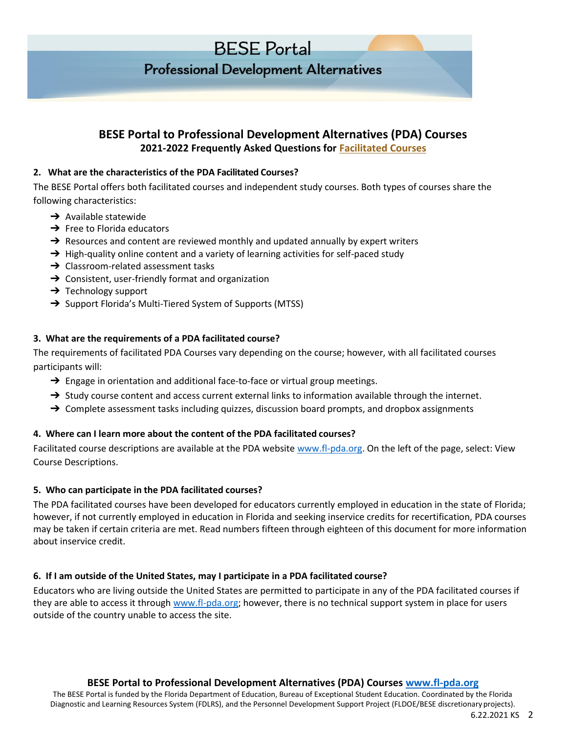# BESE Portal
## Professional Development Alternatives

## BESE Portal to Professional Development Alternatives (PDA) Courses
**2021-2022 Frequently Asked Questions for Facilitated Courses**

**2. What are the characteristics of the PDA Facilitated Courses?**

The BESE Portal offers both facilitated courses and independent study courses. Both types of courses share the following characteristics:

- ➔ Available statewide
- ➔ Free to Florida educators
- ➔ Resources and content are reviewed monthly and updated annually by expert writers
- ➔ High-quality online content and a variety of learning activities for self-paced study
- ➔ Classroom-related assessment tasks
- ➔ Consistent, user-friendly format and organization
- ➔ Technology support
- ➔ Support Florida's Multi-Tiered System of Supports (MTSS)

**3. What are the requirements of a PDA facilitated course?**

The requirements of facilitated PDA Courses vary depending on the course; however, with all facilitated courses participants will:

- ➔ Engage in orientation and additional face-to-face or virtual group meetings.
- ➔ Study course content and access current external links to information available through the internet.
- ➔ Complete assessment tasks including quizzes, discussion board prompts, and dropbox assignments

**4. Where can I learn more about the content of the PDA facilitated courses?**

Facilitated course descriptions are available at the PDA website www.fl-pda.org. On the left of the page, select: View Course Descriptions.

**5. Who can participate in the PDA facilitated courses?**

The PDA facilitated courses have been developed for educators currently employed in education in the state of Florida; however, if not currently employed in education in Florida and seeking inservice credits for recertification, PDA courses may be taken if certain criteria are met. Read numbers fifteen through eighteen of this document for more information about inservice credit.

**6. If I am outside of the United States, may I participate in a PDA facilitated course?**

Educators who are living outside the United States are permitted to participate in any of the PDA facilitated courses if they are able to access it through www.fl-pda.org; however, there is no technical support system in place for users outside of the country unable to access the site.

**BESE Portal to Professional Development Alternatives (PDA) Courses www.fl-pda.org**

The BESE Portal is funded by the Florida Department of Education, Bureau of Exceptional Student Education. Coordinated by the Florida Diagnostic and Learning Resources System (FDLRS), and the Personnel Development Support Project (FLDOE/BESE discretionary projects).

6.22.2021 KS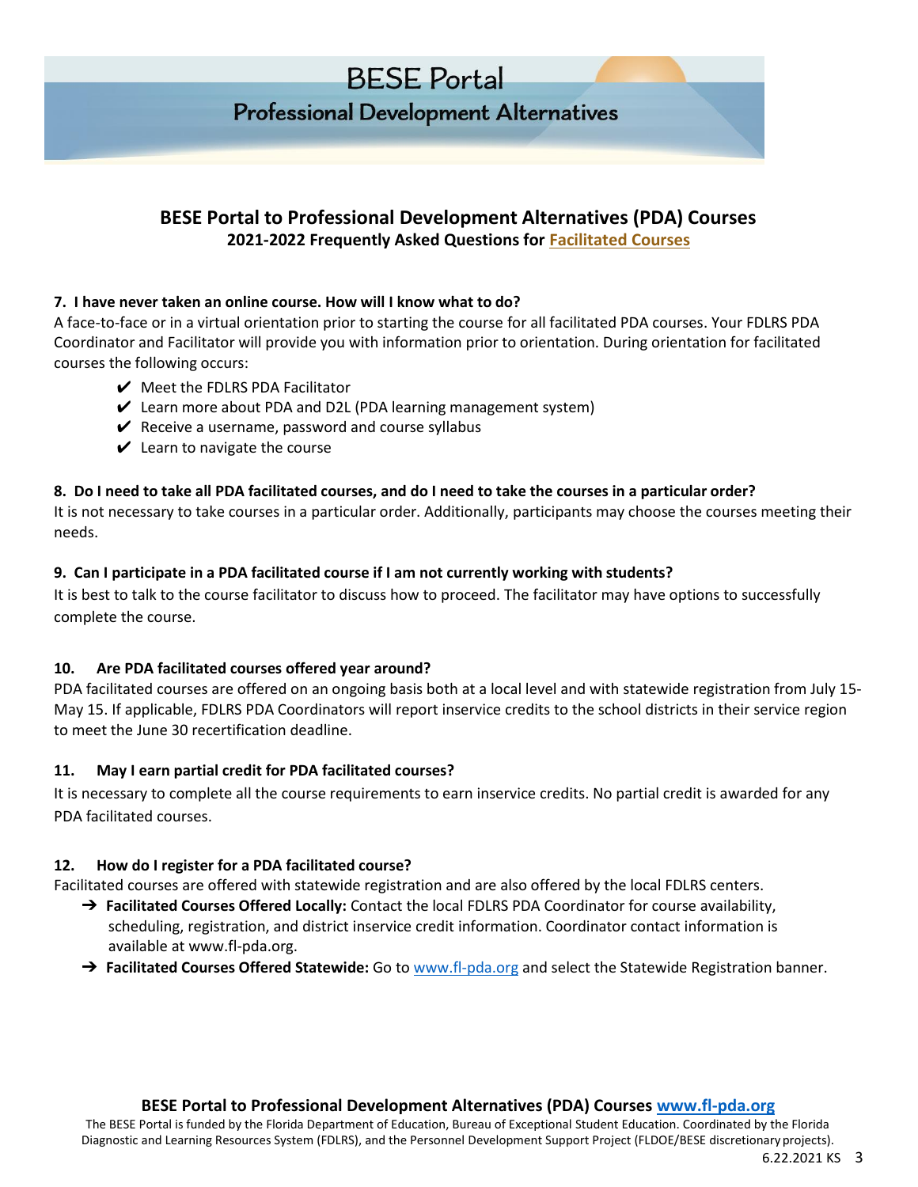# BESE Portal

## Professional Development Alternatives

### BESE Portal to Professional Development Alternatives (PDA) Courses

**2021-2022 Frequently Asked Questions for Facilitated Courses**

**7. I have never taken an online course. How will I know what to do?**

A face-to-face or in a virtual orientation prior to starting the course for all facilitated PDA courses. Your FDLRS PDA Coordinator and Facilitator will provide you with information prior to orientation. During orientation for facilitated courses the following occurs:

- ✔ Meet the FDLRS PDA Facilitator
- ✔ Learn more about PDA and D2L (PDA learning management system)
- ✔ Receive a username, password and course syllabus
- ✔ Learn to navigate the course

**8. Do I need to take all PDA facilitated courses, and do I need to take the courses in a particular order?**

It is not necessary to take courses in a particular order. Additionally, participants may choose the courses meeting their needs.

**9. Can I participate in a PDA facilitated course if I am not currently working with students?**

It is best to talk to the course facilitator to discuss how to proceed. The facilitator may have options to successfully complete the course.

**10. Are PDA facilitated courses offered year around?**

PDA facilitated courses are offered on an ongoing basis both at a local level and with statewide registration from July 15-May 15. If applicable, FDLRS PDA Coordinators will report inservice credits to the school districts in their service region to meet the June 30 recertification deadline.

**11. May I earn partial credit for PDA facilitated courses?**

It is necessary to complete all the course requirements to earn inservice credits. No partial credit is awarded for any PDA facilitated courses.

**12. How do I register for a PDA facilitated course?**

Facilitated courses are offered with statewide registration and are also offered by the local FDLRS centers.

- ➔ **Facilitated Courses Offered Locally:** Contact the local FDLRS PDA Coordinator for course availability, scheduling, registration, and district inservice credit information. Coordinator contact information is available at www.fl-pda.org.
- ➔ **Facilitated Courses Offered Statewide:** Go to www.fl-pda.org and select the Statewide Registration banner.

**BESE Portal to Professional Development Alternatives (PDA) Courses www.fl-pda.org**

The BESE Portal is funded by the Florida Department of Education, Bureau of Exceptional Student Education. Coordinated by the Florida Diagnostic and Learning Resources System (FDLRS), and the Personnel Development Support Project (FLDOE/BESE discretionary projects).

6.22.2021 KS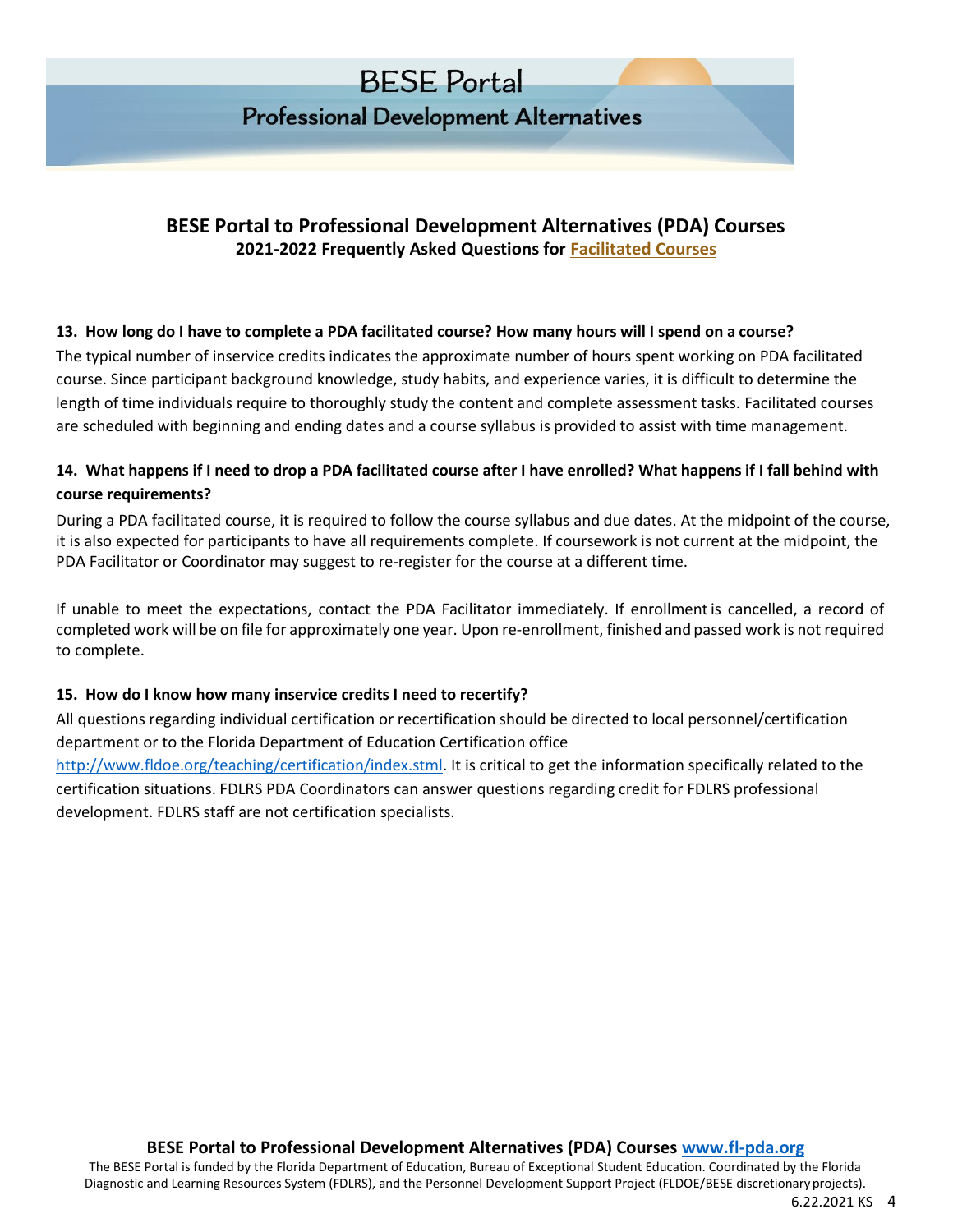## BESE Portal to Professional Development Alternatives (PDA) Courses

**2021-2022 Frequently Asked Questions for Facilitated Courses**

**13. How long do I have to complete a PDA facilitated course? How many hours will I spend on a course?**

The typical number of inservice credits indicates the approximate number of hours spent working on PDA facilitated course. Since participant background knowledge, study habits, and experience varies, it is difficult to determine the length of time individuals require to thoroughly study the content and complete assessment tasks. Facilitated courses are scheduled with beginning and ending dates and a course syllabus is provided to assist with time management.

**14. What happens if I need to drop a PDA facilitated course after I have enrolled? What happens if I fall behind with course requirements?**

During a PDA facilitated course, it is required to follow the course syllabus and due dates. At the midpoint of the course, it is also expected for participants to have all requirements complete. If coursework is not current at the midpoint, the PDA Facilitator or Coordinator may suggest to re-register for the course at a different time.

If unable to meet the expectations, contact the PDA Facilitator immediately. If enrollment is cancelled, a record of completed work will be on file for approximately one year. Upon re-enrollment, finished and passed work is not required to complete.

**15. How do I know how many inservice credits I need to recertify?**

All questions regarding individual certification or recertification should be directed to local personnel/certification department or to the Florida Department of Education Certification office http://www.fldoe.org/teaching/certification/index.stml. It is critical to get the information specifically related to the certification situations. FDLRS PDA Coordinators can answer questions regarding credit for FDLRS professional development. FDLRS staff are not certification specialists.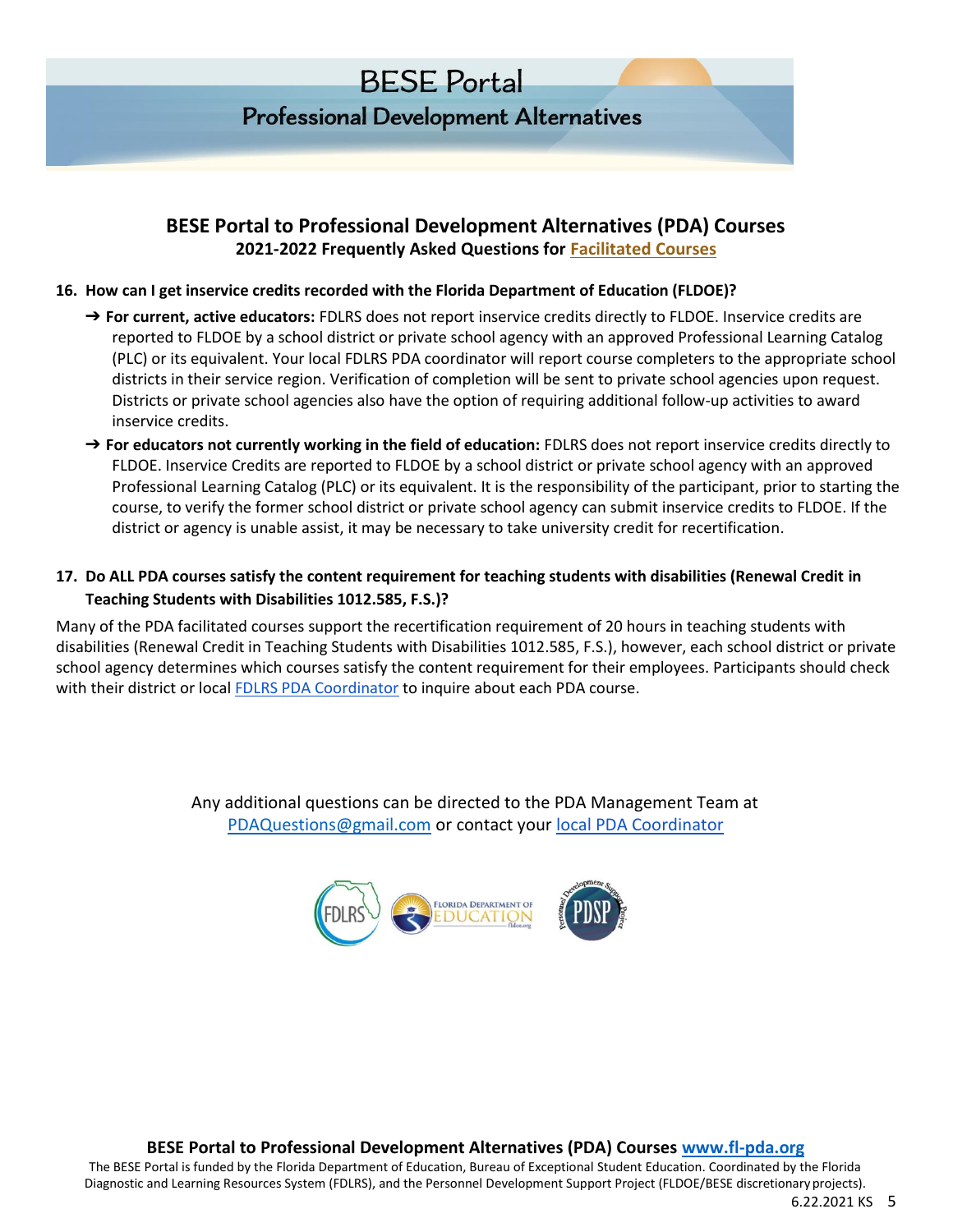# BESE Portal Professional Development Alternatives

## BESE Portal to Professional Development Alternatives (PDA) Courses

**2021-2022 Frequently Asked Questions for Facilitated Courses**

**16. How can I get inservice credits recorded with the Florida Department of Education (FLDOE)?**

- ➔ **For current, active educators:** FDLRS does not report inservice credits directly to FLDOE. Inservice credits are reported to FLDOE by a school district or private school agency with an approved Professional Learning Catalog (PLC) or its equivalent. Your local FDLRS PDA coordinator will report course completers to the appropriate school districts in their service region. Verification of completion will be sent to private school agencies upon request. Districts or private school agencies also have the option of requiring additional follow-up activities to award inservice credits.
- ➔ **For educators not currently working in the field of education:** FDLRS does not report inservice credits directly to FLDOE. Inservice Credits are reported to FLDOE by a school district or private school agency with an approved Professional Learning Catalog (PLC) or its equivalent. It is the responsibility of the participant, prior to starting the course, to verify the former school district or private school agency can submit inservice credits to FLDOE. If the district or agency is unable assist, it may be necessary to take university credit for recertification.

**17. Do ALL PDA courses satisfy the content requirement for teaching students with disabilities (Renewal Credit in Teaching Students with Disabilities 1012.585, F.S.)?**

Many of the PDA facilitated courses support the recertification requirement of 20 hours in teaching students with disabilities (Renewal Credit in Teaching Students with Disabilities 1012.585, F.S.), however, each school district or private school agency determines which courses satisfy the content requirement for their employees. Participants should check with their district or local FDLRS PDA Coordinator to inquire about each PDA course.

Any additional questions can be directed to the PDA Management Team at PDAQuestions@gmail.com or contact your local PDA Coordinator

**BESE Portal to Professional Development Alternatives (PDA) Courses www.fl-pda.org**

The BESE Portal is funded by the Florida Department of Education, Bureau of Exceptional Student Education. Coordinated by the Florida Diagnostic and Learning Resources System (FDLRS), and the Personnel Development Support Project (FLDOE/BESE discretionary projects).

6.22.2021 KS